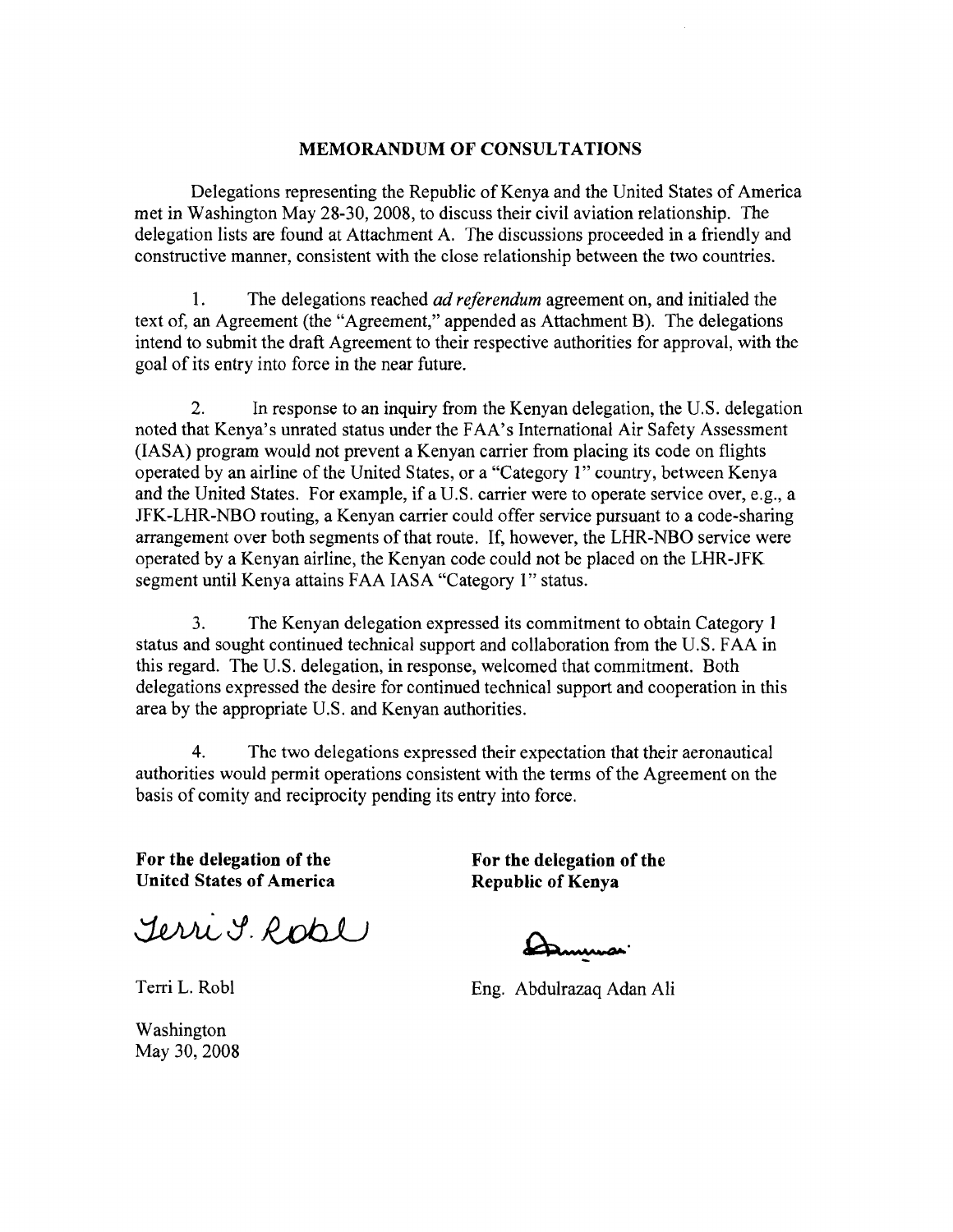## MEMORANDUM OF CONSULTATIONS

Delegations representing the Republic of Kenya and the United States of America met in Washington May 28-30, 2008, to discuss their civil aviation relationship. The delegation lists are found at Attachment A. The discussions proceeded in a friendly and constructive manner, consistent with the close relationship between the two countries.

1. The delegations reached *ad referendum* agreement on, and initialed the text of, an Agreement (the "Agreement," appended as Attachment B). The delegations intend to submit the draft Agreement to their respective authorities for approval, with the goal of its entry into force in the near future.

2. In response to an inquiry from the Kenyan delegation, the U.S. delegation noted that Kenya's unrated status under the FAA's International Air Safety Assessment (IASA) program would not prevent a Kenyan carrier from placing its code on flights operated by an airline of the United States, or a "Category 1" country, between Kenya and the United States. For example, if a U.S. carrier were to operate service over, e.g., a JFK-LHR-NBO routing, a Kenyan carrier could offer service pursuant to a code-sharing arrangement over both segments of that route. If, however, the LHR-NBO service were operated by a Kenyan airline, the Kenyan code could not be placed on the LHR-JFK segment until Kenya attains FAA IASA "Category 1" status.

3. The Kenyan delegation expressed its commitment to obtain Category 1 status and sought continued technical support and collaboration from the U.S. FAA in this regard. The U.S. delegation, in response, welcomed that commitment. Both delegations expressed the desire for continued technical support and cooperation in this area by the appropriate U.S. and Kenyan authorities.

4. The two delegations expressed their expectation that their aeronautical authorities would permit operations consistent with the terms of the Agreement on the basis of comity and reciprocity pending its entry into force.

**For the delegation of the United States of America**

Terri L. Robl

Terri L. Robl

**For the delegation of the Republic of Kenya**

Eng. Abdulrazaq Adan Ali

Washington
May 30, 2008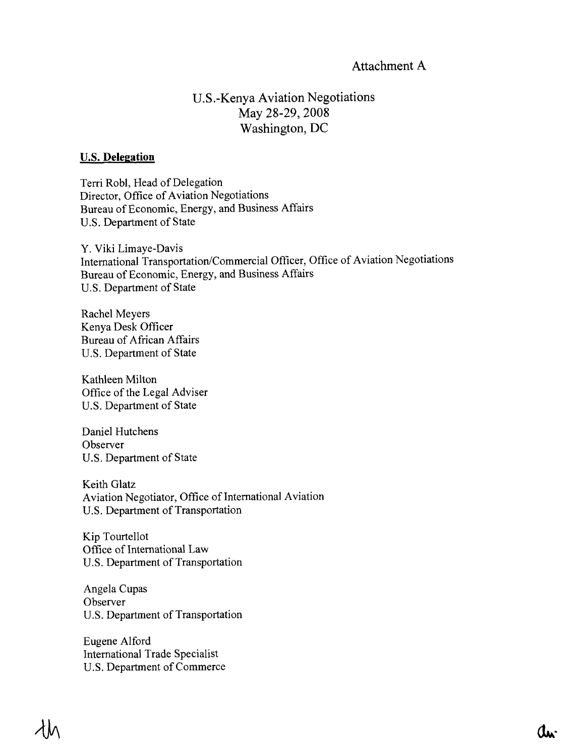Attachment A

# U.S.-Kenya Aviation Negotiations
## May 28-29, 2008
## Washington, DC

**U.S. Delegation**

Terri Robl, Head of Delegation
Director, Office of Aviation Negotiations
Bureau of Economic, Energy, and Business Affairs
U.S. Department of State

Y. Viki Limaye-Davis
International Transportation/Commercial Officer, Office of Aviation Negotiations
Bureau of Economic, Energy, and Business Affairs
U.S. Department of State

Rachel Meyers
Kenya Desk Officer
Bureau of African Affairs
U.S. Department of State

Kathleen Milton
Office of the Legal Adviser
U.S. Department of State

Daniel Hutchens
Observer
U.S. Department of State

Keith Glatz
Aviation Negotiator, Office of International Aviation
U.S. Department of Transportation

Kip Tourtellot
Office of International Law
U.S. Department of Transportation

Angela Cupas
Observer
U.S. Department of Transportation

Eugene Alford
International Trade Specialist
U.S. Department of Commerce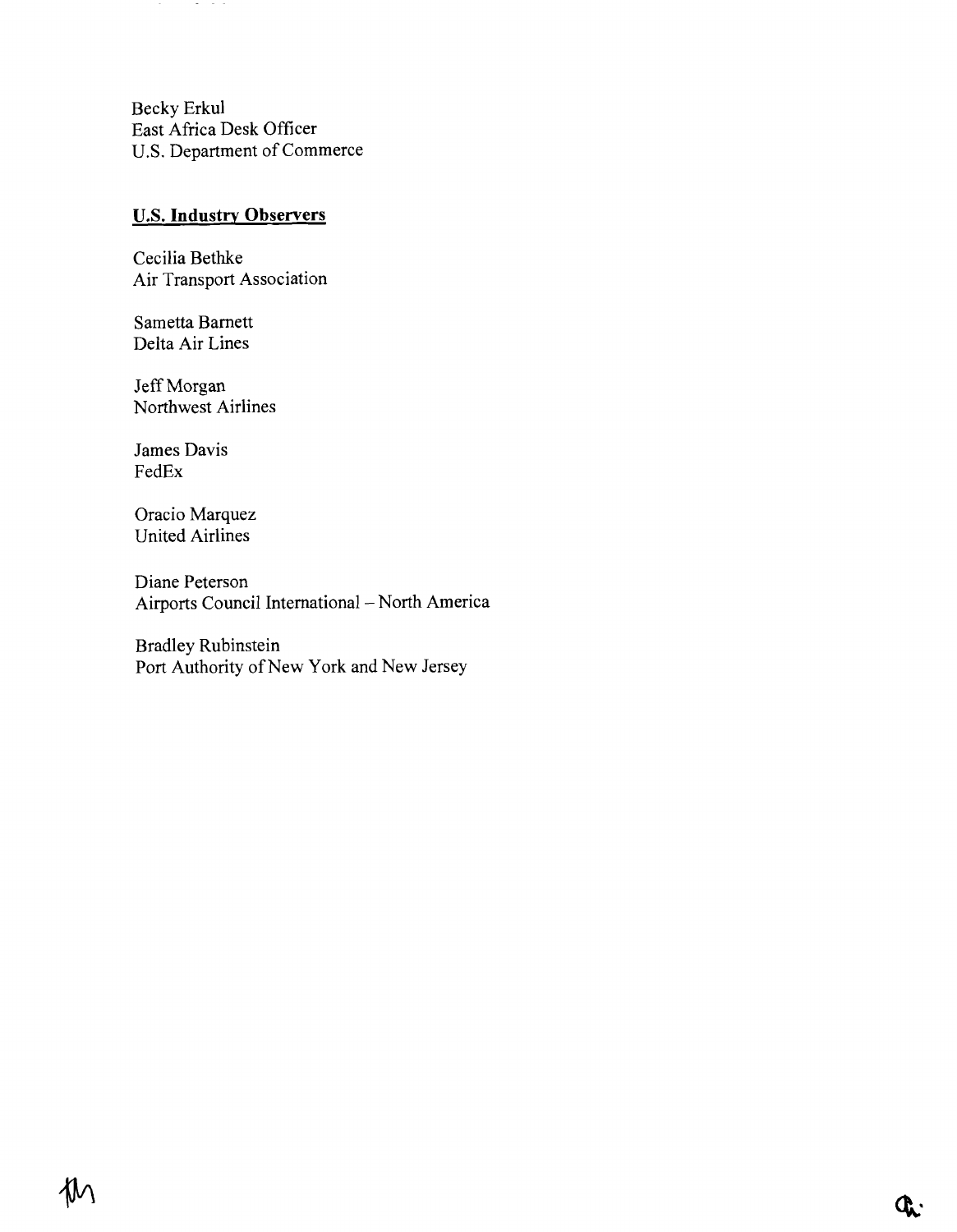Becky Erkul  
East Africa Desk Officer  
U.S. Department of Commerce

**U.S. Industry Observers**

Cecilia Bethke  
Air Transport Association

Sametta Barnett  
Delta Air Lines

Jeff Morgan  
Northwest Airlines

James Davis  
FedEx

Oracio Marquez  
United Airlines

Diane Peterson  
Airports Council International – North America

Bradley Rubinstein  
Port Authority of New York and New Jersey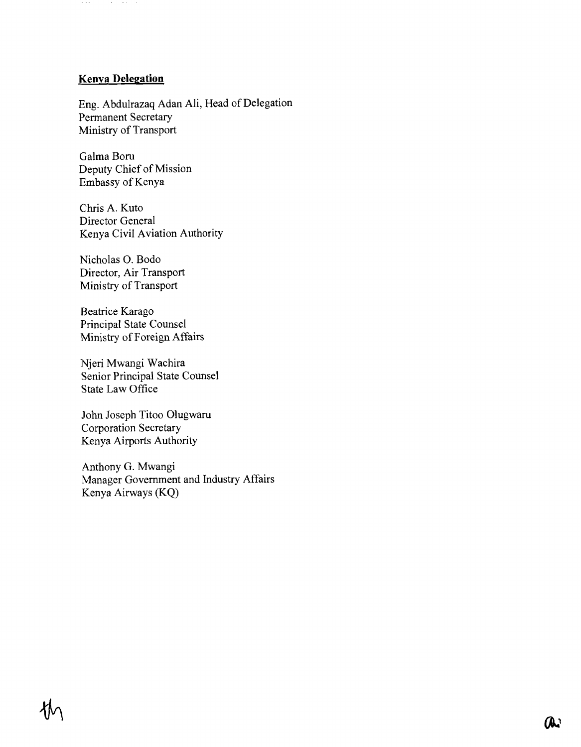**Kenya Delegation**

Eng. Abdulrazaq Adan Ali, Head of Delegation
Permanent Secretary
Ministry of Transport

Galma Boru
Deputy Chief of Mission
Embassy of Kenya

Chris A. Kuto
Director General
Kenya Civil Aviation Authority

Nicholas O. Bodo
Director, Air Transport
Ministry of Transport

Beatrice Karago
Principal State Counsel
Ministry of Foreign Affairs

Njeri Mwangi Wachira
Senior Principal State Counsel
State Law Office

John Joseph Titoo Olugwaru
Corporation Secretary
Kenya Airports Authority

Anthony G. Mwangi
Manager Government and Industry Affairs
Kenya Airways (KQ)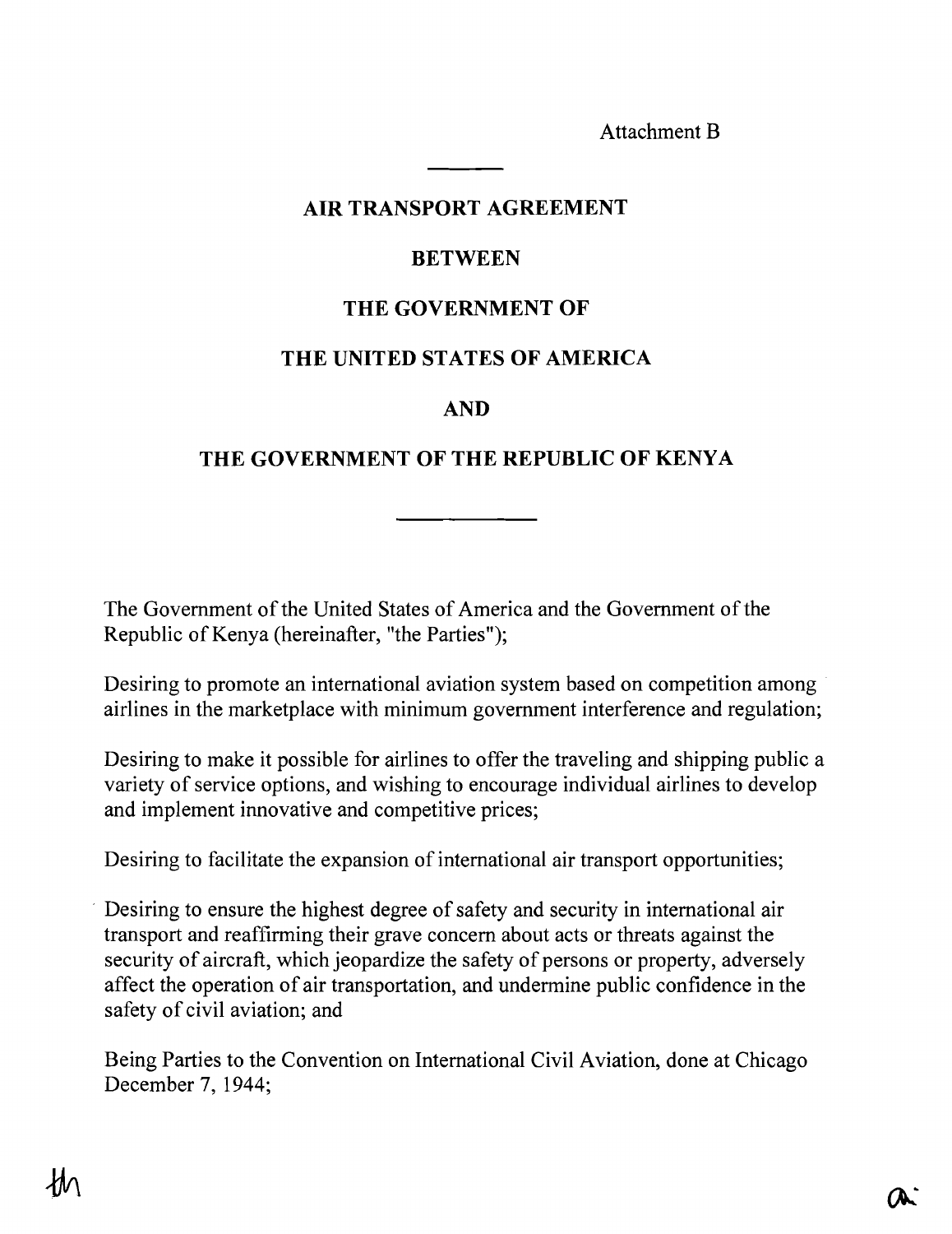Attachment B

# AIR TRANSPORT AGREEMENT

# BETWEEN

# THE GOVERNMENT OF

# THE UNITED STATES OF AMERICA

# AND

# THE GOVERNMENT OF THE REPUBLIC OF KENYA

The Government of the United States of America and the Government of the Republic of Kenya (hereinafter, "the Parties");

Desiring to promote an international aviation system based on competition among airlines in the marketplace with minimum government interference and regulation;

Desiring to make it possible for airlines to offer the traveling and shipping public a variety of service options, and wishing to encourage individual airlines to develop and implement innovative and competitive prices;

Desiring to facilitate the expansion of international air transport opportunities;

Desiring to ensure the highest degree of safety and security in international air transport and reaffirming their grave concern about acts or threats against the security of aircraft, which jeopardize the safety of persons or property, adversely affect the operation of air transportation, and undermine public confidence in the safety of civil aviation; and

Being Parties to the Convention on International Civil Aviation, done at Chicago December 7, 1944;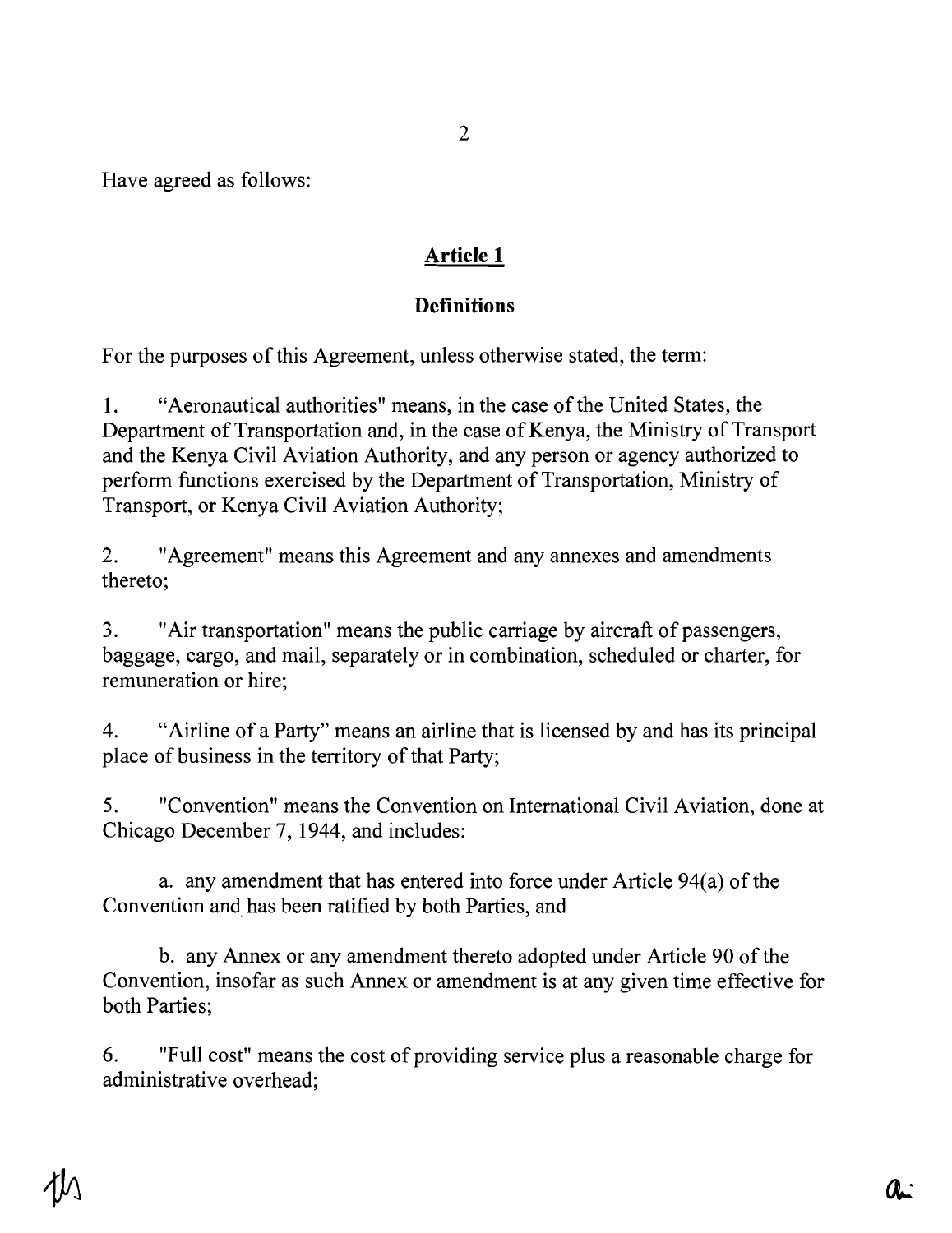Have agreed as follows:

## Article 1

### Definitions

For the purposes of this Agreement, unless otherwise stated, the term:

1. "Aeronautical authorities" means, in the case of the United States, the Department of Transportation and, in the case of Kenya, the Ministry of Transport and the Kenya Civil Aviation Authority, and any person or agency authorized to perform functions exercised by the Department of Transportation, Ministry of Transport, or Kenya Civil Aviation Authority;

2. "Agreement" means this Agreement and any annexes and amendments thereto;

3. "Air transportation" means the public carriage by aircraft of passengers, baggage, cargo, and mail, separately or in combination, scheduled or charter, for remuneration or hire;

4. "Airline of a Party" means an airline that is licensed by and has its principal place of business in the territory of that Party;

5. "Convention" means the Convention on International Civil Aviation, done at Chicago December 7, 1944, and includes:

   a. any amendment that has entered into force under Article 94(a) of the Convention and has been ratified by both Parties, and

   b. any Annex or any amendment thereto adopted under Article 90 of the Convention, insofar as such Annex or amendment is at any given time effective for both Parties;

6. "Full cost" means the cost of providing service plus a reasonable charge for administrative overhead;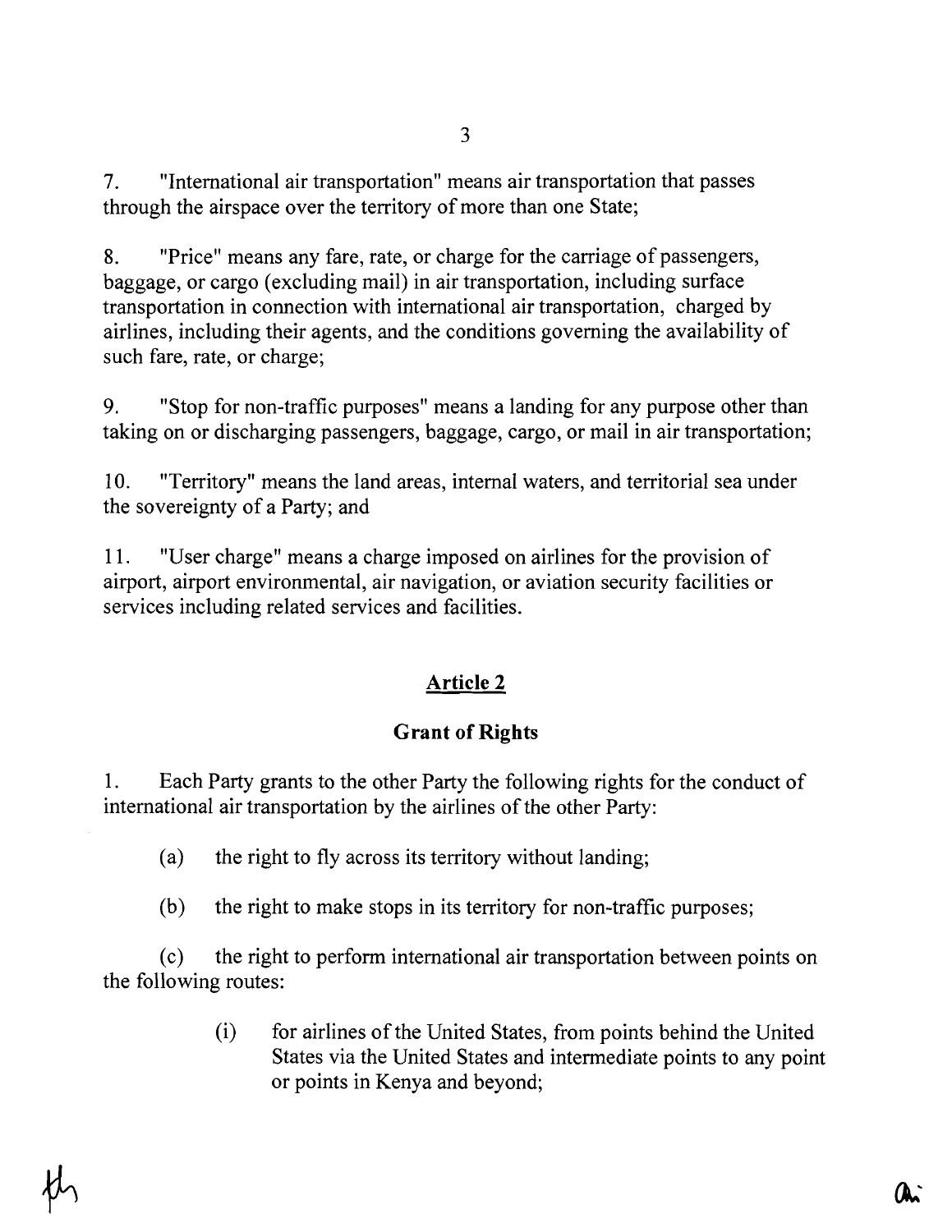7. "International air transportation" means air transportation that passes through the airspace over the territory of more than one State;

8. "Price" means any fare, rate, or charge for the carriage of passengers, baggage, or cargo (excluding mail) in air transportation, including surface transportation in connection with international air transportation, charged by airlines, including their agents, and the conditions governing the availability of such fare, rate, or charge;

9. "Stop for non-traffic purposes" means a landing for any purpose other than taking on or discharging passengers, baggage, cargo, or mail in air transportation;

10. "Territory" means the land areas, internal waters, and territorial sea under the sovereignty of a Party; and

11. "User charge" means a charge imposed on airlines for the provision of airport, airport environmental, air navigation, or aviation security facilities or services including related services and facilities.

## Article 2

### Grant of Rights

1. Each Party grants to the other Party the following rights for the conduct of international air transportation by the airlines of the other Party:

(a) the right to fly across its territory without landing;

(b) the right to make stops in its territory for non-traffic purposes;

(c) the right to perform international air transportation between points on the following routes:

(i) for airlines of the United States, from points behind the United States via the United States and intermediate points to any point or points in Kenya and beyond;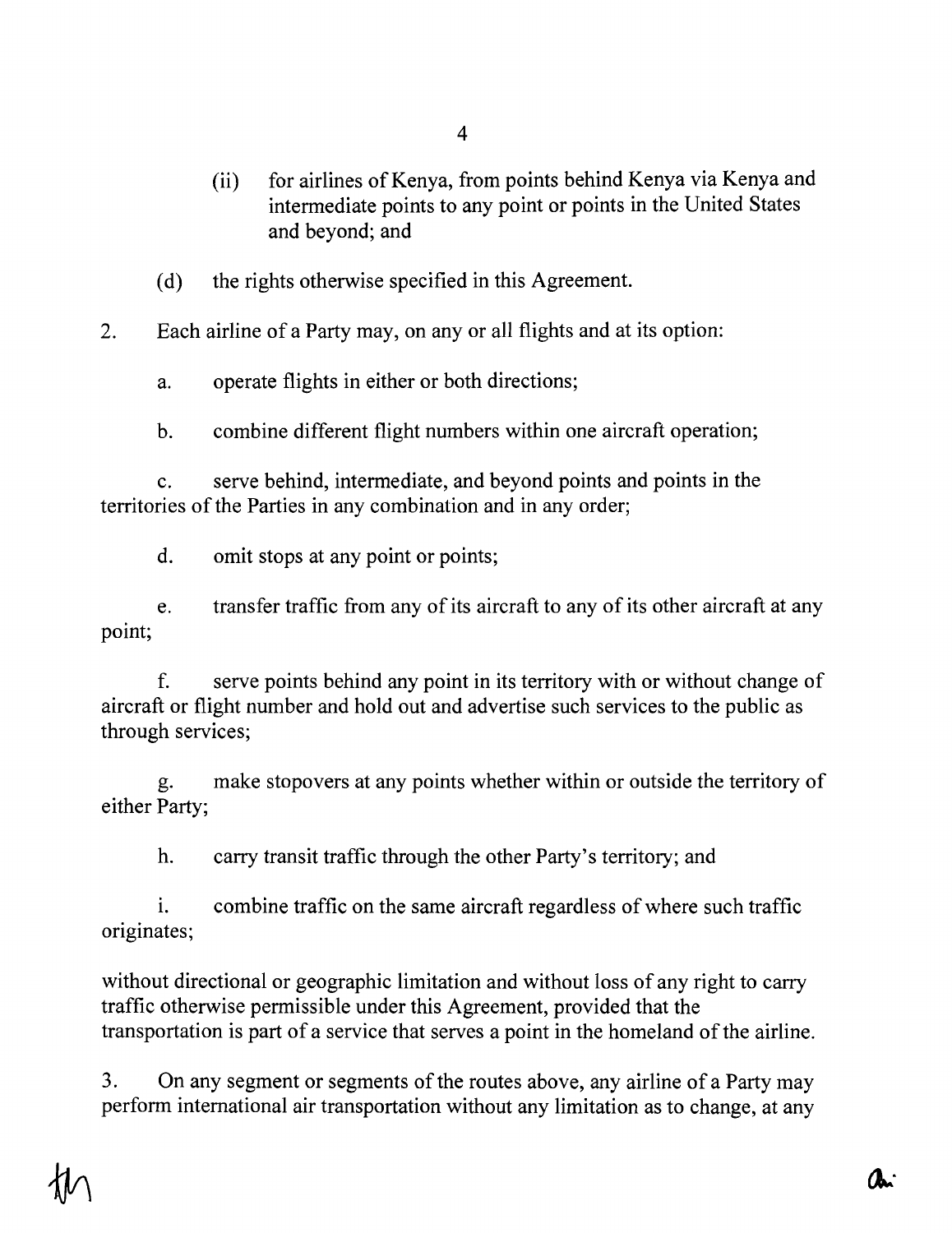(ii) for airlines of Kenya, from points behind Kenya via Kenya and intermediate points to any point or points in the United States and beyond; and

(d) the rights otherwise specified in this Agreement.

2. Each airline of a Party may, on any or all flights and at its option:

a. operate flights in either or both directions;

b. combine different flight numbers within one aircraft operation;

c. serve behind, intermediate, and beyond points and points in the territories of the Parties in any combination and in any order;

d. omit stops at any point or points;

e. transfer traffic from any of its aircraft to any of its other aircraft at any point;

f. serve points behind any point in its territory with or without change of aircraft or flight number and hold out and advertise such services to the public as through services;

g. make stopovers at any points whether within or outside the territory of either Party;

h. carry transit traffic through the other Party's territory; and

i. combine traffic on the same aircraft regardless of where such traffic originates;

without directional or geographic limitation and without loss of any right to carry traffic otherwise permissible under this Agreement, provided that the transportation is part of a service that serves a point in the homeland of the airline.

3. On any segment or segments of the routes above, any airline of a Party may perform international air transportation without any limitation as to change, at any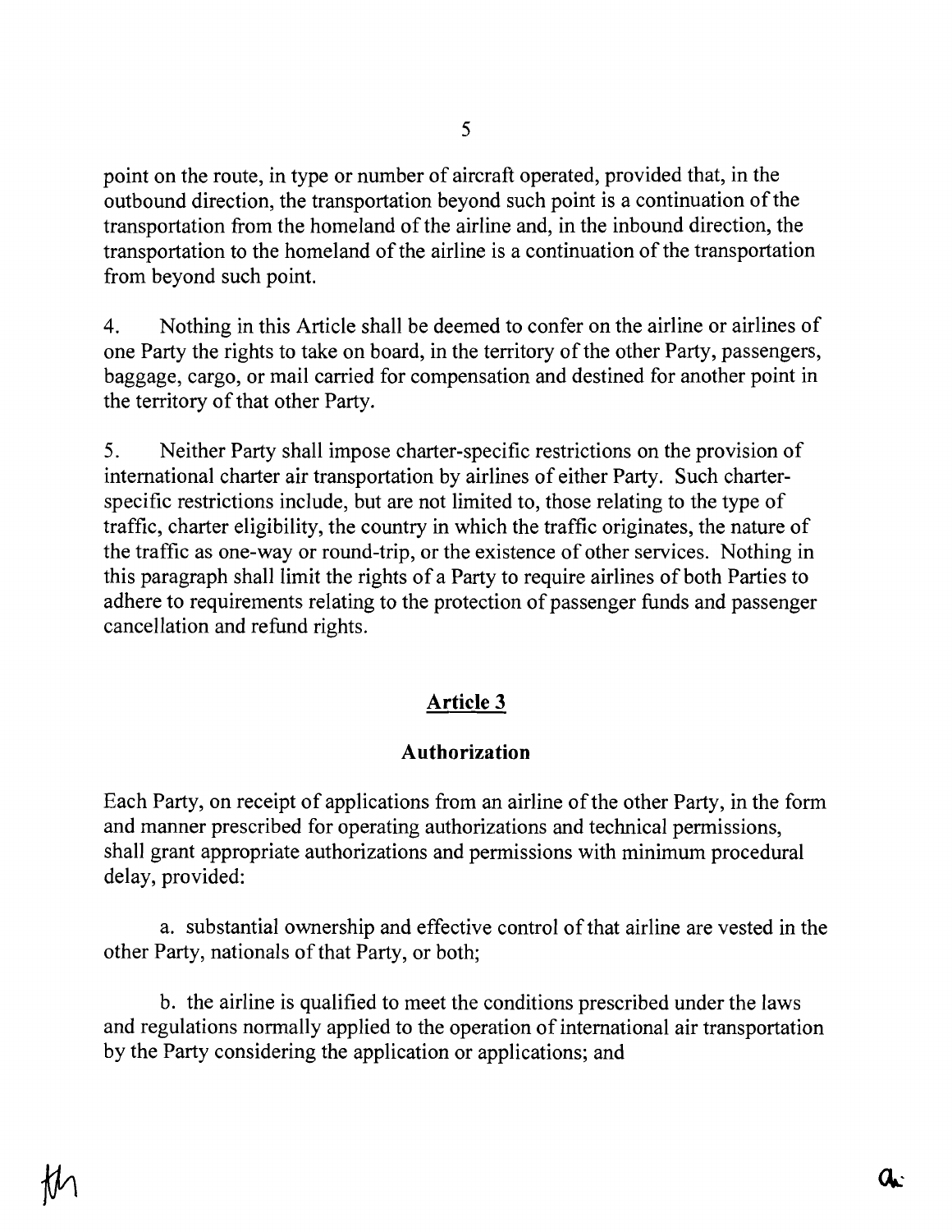point on the route, in type or number of aircraft operated, provided that, in the outbound direction, the transportation beyond such point is a continuation of the transportation from the homeland of the airline and, in the inbound direction, the transportation to the homeland of the airline is a continuation of the transportation from beyond such point.

4. Nothing in this Article shall be deemed to confer on the airline or airlines of one Party the rights to take on board, in the territory of the other Party, passengers, baggage, cargo, or mail carried for compensation and destined for another point in the territory of that other Party.

5. Neither Party shall impose charter-specific restrictions on the provision of international charter air transportation by airlines of either Party. Such charter-specific restrictions include, but are not limited to, those relating to the type of traffic, charter eligibility, the country in which the traffic originates, the nature of the traffic as one-way or round-trip, or the existence of other services. Nothing in this paragraph shall limit the rights of a Party to require airlines of both Parties to adhere to requirements relating to the protection of passenger funds and passenger cancellation and refund rights.

## Article 3

### Authorization

Each Party, on receipt of applications from an airline of the other Party, in the form and manner prescribed for operating authorizations and technical permissions, shall grant appropriate authorizations and permissions with minimum procedural delay, provided:

a. substantial ownership and effective control of that airline are vested in the other Party, nationals of that Party, or both;

b. the airline is qualified to meet the conditions prescribed under the laws and regulations normally applied to the operation of international air transportation by the Party considering the application or applications; and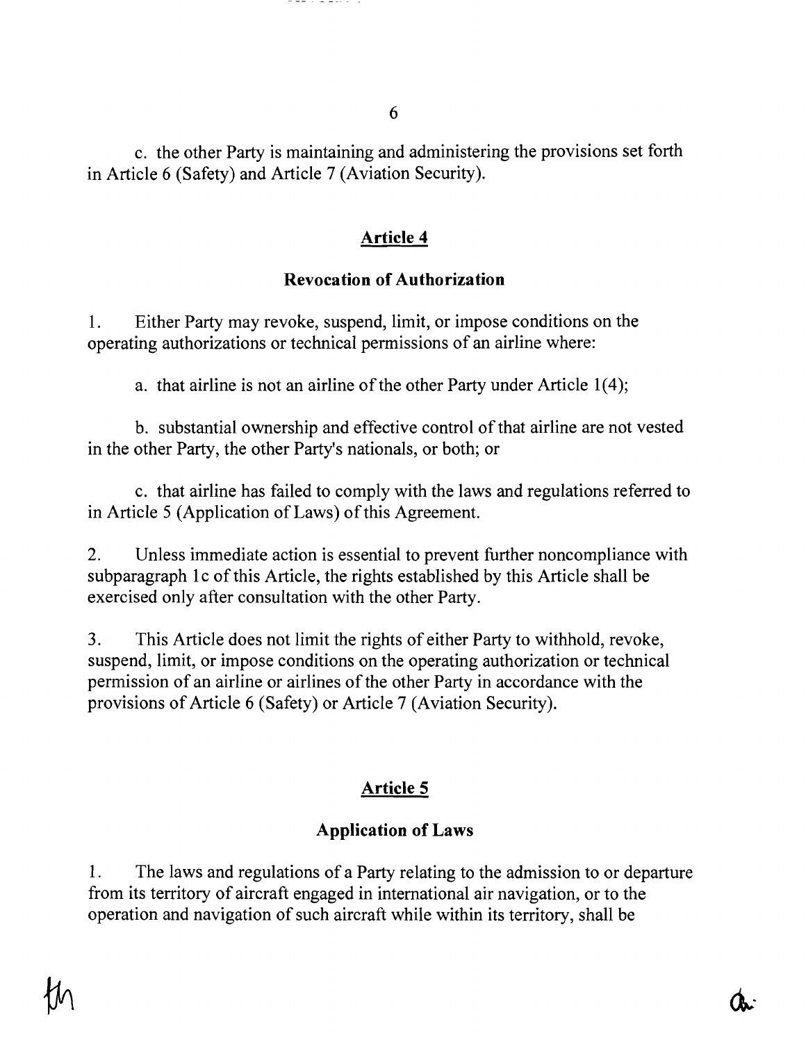c. the other Party is maintaining and administering the provisions set forth in Article 6 (Safety) and Article 7 (Aviation Security).

## Article 4

### Revocation of Authorization

1. Either Party may revoke, suspend, limit, or impose conditions on the operating authorizations or technical permissions of an airline where:

   a. that airline is not an airline of the other Party under Article 1(4);

   b. substantial ownership and effective control of that airline are not vested in the other Party, the other Party's nationals, or both; or

   c. that airline has failed to comply with the laws and regulations referred to in Article 5 (Application of Laws) of this Agreement.

2. Unless immediate action is essential to prevent further noncompliance with subparagraph 1c of this Article, the rights established by this Article shall be exercised only after consultation with the other Party.

3. This Article does not limit the rights of either Party to withhold, revoke, suspend, limit, or impose conditions on the operating authorization or technical permission of an airline or airlines of the other Party in accordance with the provisions of Article 6 (Safety) or Article 7 (Aviation Security).

## Article 5

### Application of Laws

1. The laws and regulations of a Party relating to the admission to or departure from its territory of aircraft engaged in international air navigation, or to the operation and navigation of such aircraft while within its territory, shall be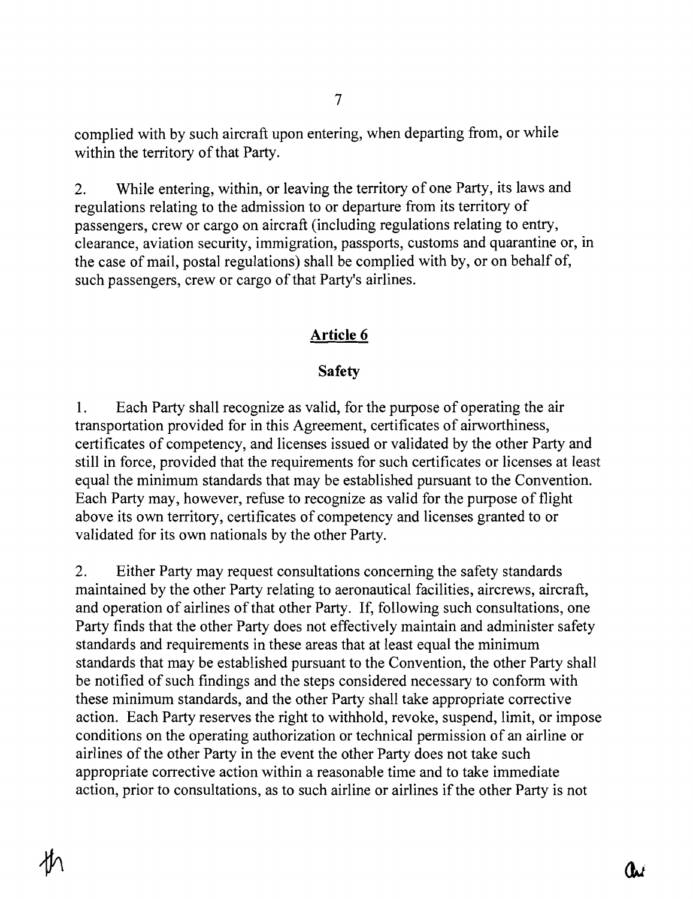complied with by such aircraft upon entering, when departing from, or while within the territory of that Party.

2. While entering, within, or leaving the territory of one Party, its laws and regulations relating to the admission to or departure from its territory of passengers, crew or cargo on aircraft (including regulations relating to entry, clearance, aviation security, immigration, passports, customs and quarantine or, in the case of mail, postal regulations) shall be complied with by, or on behalf of, such passengers, crew or cargo of that Party's airlines.

## Article 6

### Safety

1. Each Party shall recognize as valid, for the purpose of operating the air transportation provided for in this Agreement, certificates of airworthiness, certificates of competency, and licenses issued or validated by the other Party and still in force, provided that the requirements for such certificates or licenses at least equal the minimum standards that may be established pursuant to the Convention. Each Party may, however, refuse to recognize as valid for the purpose of flight above its own territory, certificates of competency and licenses granted to or validated for its own nationals by the other Party.

2. Either Party may request consultations concerning the safety standards maintained by the other Party relating to aeronautical facilities, aircrews, aircraft, and operation of airlines of that other Party. If, following such consultations, one Party finds that the other Party does not effectively maintain and administer safety standards and requirements in these areas that at least equal the minimum standards that may be established pursuant to the Convention, the other Party shall be notified of such findings and the steps considered necessary to conform with these minimum standards, and the other Party shall take appropriate corrective action. Each Party reserves the right to withhold, revoke, suspend, limit, or impose conditions on the operating authorization or technical permission of an airline or airlines of the other Party in the event the other Party does not take such appropriate corrective action within a reasonable time and to take immediate action, prior to consultations, as to such airline or airlines if the other Party is not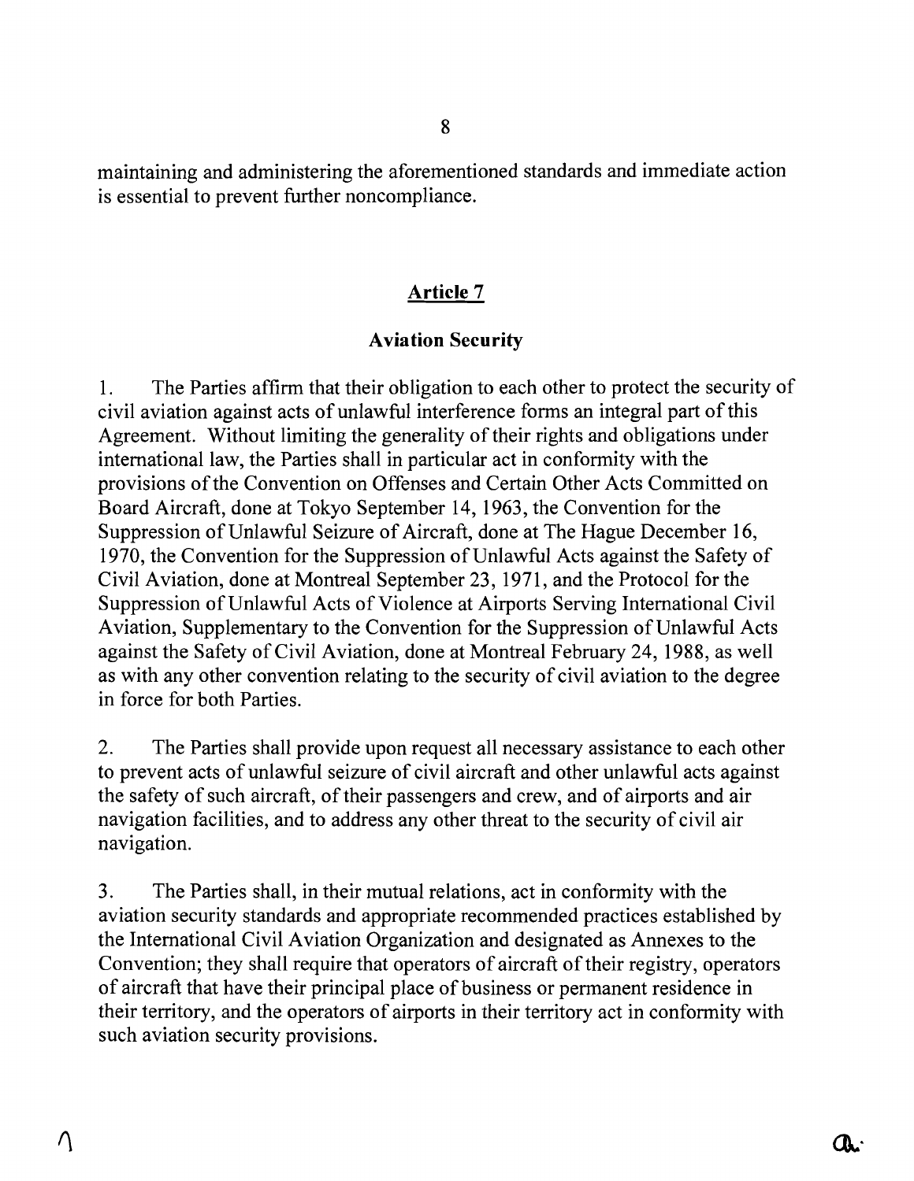maintaining and administering the aforementioned standards and immediate action is essential to prevent further noncompliance.

## Article 7

### Aviation Security

1. The Parties affirm that their obligation to each other to protect the security of civil aviation against acts of unlawful interference forms an integral part of this Agreement. Without limiting the generality of their rights and obligations under international law, the Parties shall in particular act in conformity with the provisions of the Convention on Offenses and Certain Other Acts Committed on Board Aircraft, done at Tokyo September 14, 1963, the Convention for the Suppression of Unlawful Seizure of Aircraft, done at The Hague December 16, 1970, the Convention for the Suppression of Unlawful Acts against the Safety of Civil Aviation, done at Montreal September 23, 1971, and the Protocol for the Suppression of Unlawful Acts of Violence at Airports Serving International Civil Aviation, Supplementary to the Convention for the Suppression of Unlawful Acts against the Safety of Civil Aviation, done at Montreal February 24, 1988, as well as with any other convention relating to the security of civil aviation to the degree in force for both Parties.

2. The Parties shall provide upon request all necessary assistance to each other to prevent acts of unlawful seizure of civil aircraft and other unlawful acts against the safety of such aircraft, of their passengers and crew, and of airports and air navigation facilities, and to address any other threat to the security of civil air navigation.

3. The Parties shall, in their mutual relations, act in conformity with the aviation security standards and appropriate recommended practices established by the International Civil Aviation Organization and designated as Annexes to the Convention; they shall require that operators of aircraft of their registry, operators of aircraft that have their principal place of business or permanent residence in their territory, and the operators of airports in their territory act in conformity with such aviation security provisions.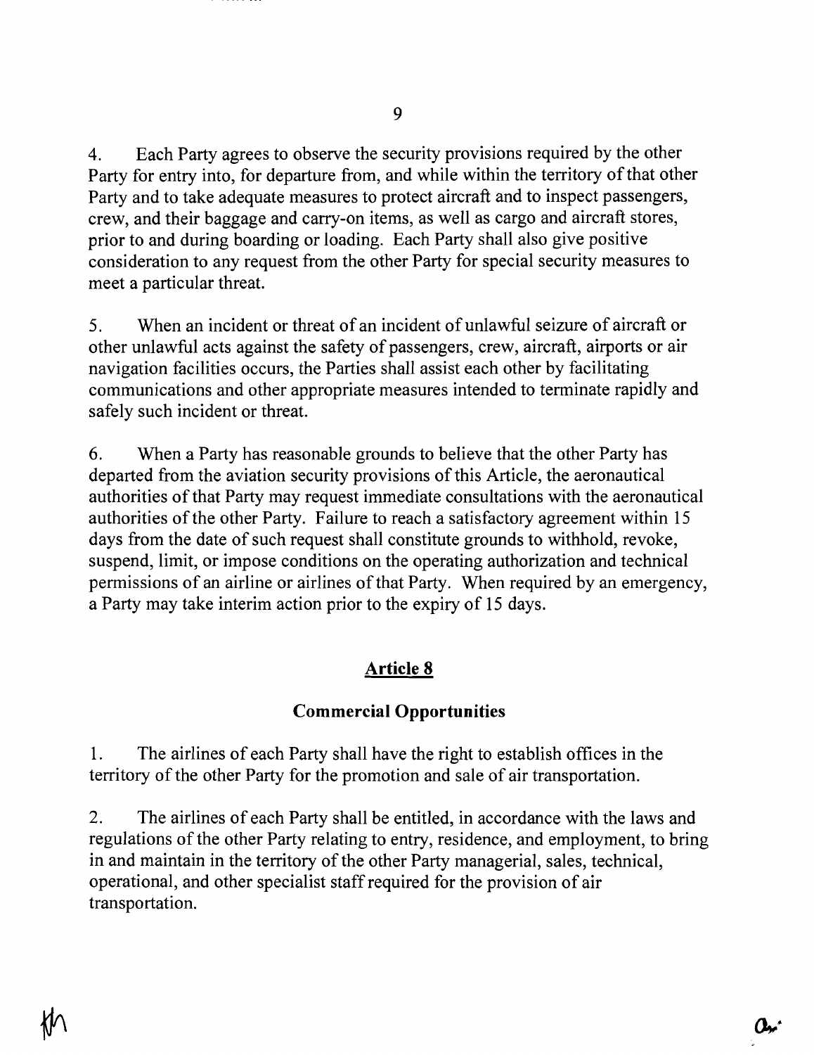4. Each Party agrees to observe the security provisions required by the other Party for entry into, for departure from, and while within the territory of that other Party and to take adequate measures to protect aircraft and to inspect passengers, crew, and their baggage and carry-on items, as well as cargo and aircraft stores, prior to and during boarding or loading. Each Party shall also give positive consideration to any request from the other Party for special security measures to meet a particular threat.

5. When an incident or threat of an incident of unlawful seizure of aircraft or other unlawful acts against the safety of passengers, crew, aircraft, airports or air navigation facilities occurs, the Parties shall assist each other by facilitating communications and other appropriate measures intended to terminate rapidly and safely such incident or threat.

6. When a Party has reasonable grounds to believe that the other Party has departed from the aviation security provisions of this Article, the aeronautical authorities of that Party may request immediate consultations with the aeronautical authorities of the other Party. Failure to reach a satisfactory agreement within 15 days from the date of such request shall constitute grounds to withhold, revoke, suspend, limit, or impose conditions on the operating authorization and technical permissions of an airline or airlines of that Party. When required by an emergency, a Party may take interim action prior to the expiry of 15 days.

## Article 8

### Commercial Opportunities

1. The airlines of each Party shall have the right to establish offices in the territory of the other Party for the promotion and sale of air transportation.

2. The airlines of each Party shall be entitled, in accordance with the laws and regulations of the other Party relating to entry, residence, and employment, to bring in and maintain in the territory of the other Party managerial, sales, technical, operational, and other specialist staff required for the provision of air transportation.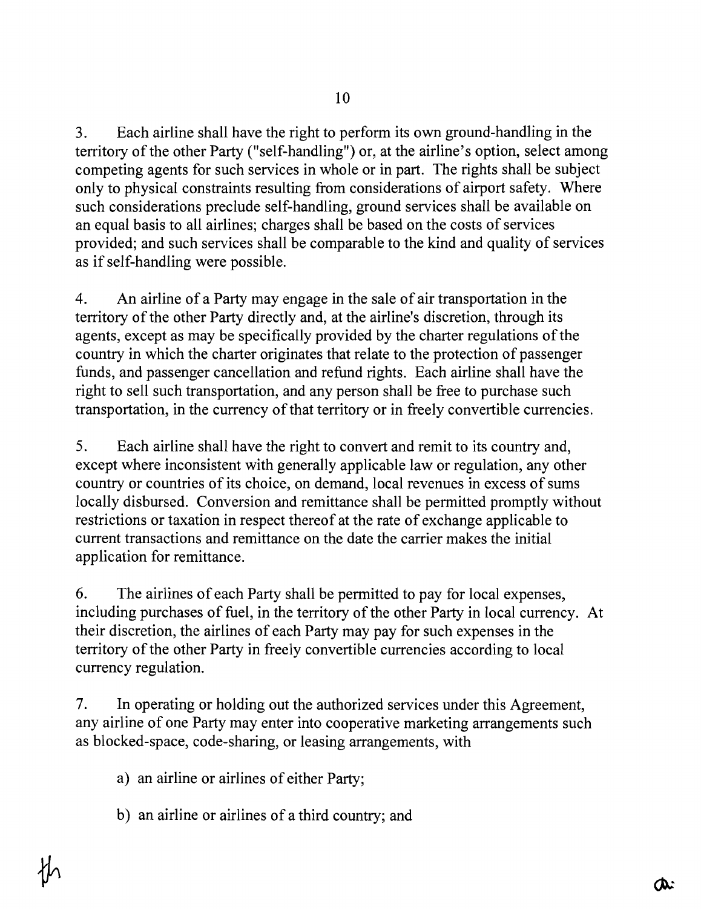3. Each airline shall have the right to perform its own ground-handling in the territory of the other Party ("self-handling") or, at the airline's option, select among competing agents for such services in whole or in part. The rights shall be subject only to physical constraints resulting from considerations of airport safety. Where such considerations preclude self-handling, ground services shall be available on an equal basis to all airlines; charges shall be based on the costs of services provided; and such services shall be comparable to the kind and quality of services as if self-handling were possible.

4. An airline of a Party may engage in the sale of air transportation in the territory of the other Party directly and, at the airline's discretion, through its agents, except as may be specifically provided by the charter regulations of the country in which the charter originates that relate to the protection of passenger funds, and passenger cancellation and refund rights. Each airline shall have the right to sell such transportation, and any person shall be free to purchase such transportation, in the currency of that territory or in freely convertible currencies.

5. Each airline shall have the right to convert and remit to its country and, except where inconsistent with generally applicable law or regulation, any other country or countries of its choice, on demand, local revenues in excess of sums locally disbursed. Conversion and remittance shall be permitted promptly without restrictions or taxation in respect thereof at the rate of exchange applicable to current transactions and remittance on the date the carrier makes the initial application for remittance.

6. The airlines of each Party shall be permitted to pay for local expenses, including purchases of fuel, in the territory of the other Party in local currency. At their discretion, the airlines of each Party may pay for such expenses in the territory of the other Party in freely convertible currencies according to local currency regulation.

7. In operating or holding out the authorized services under this Agreement, any airline of one Party may enter into cooperative marketing arrangements such as blocked-space, code-sharing, or leasing arrangements, with

a) an airline or airlines of either Party;

b) an airline or airlines of a third country; and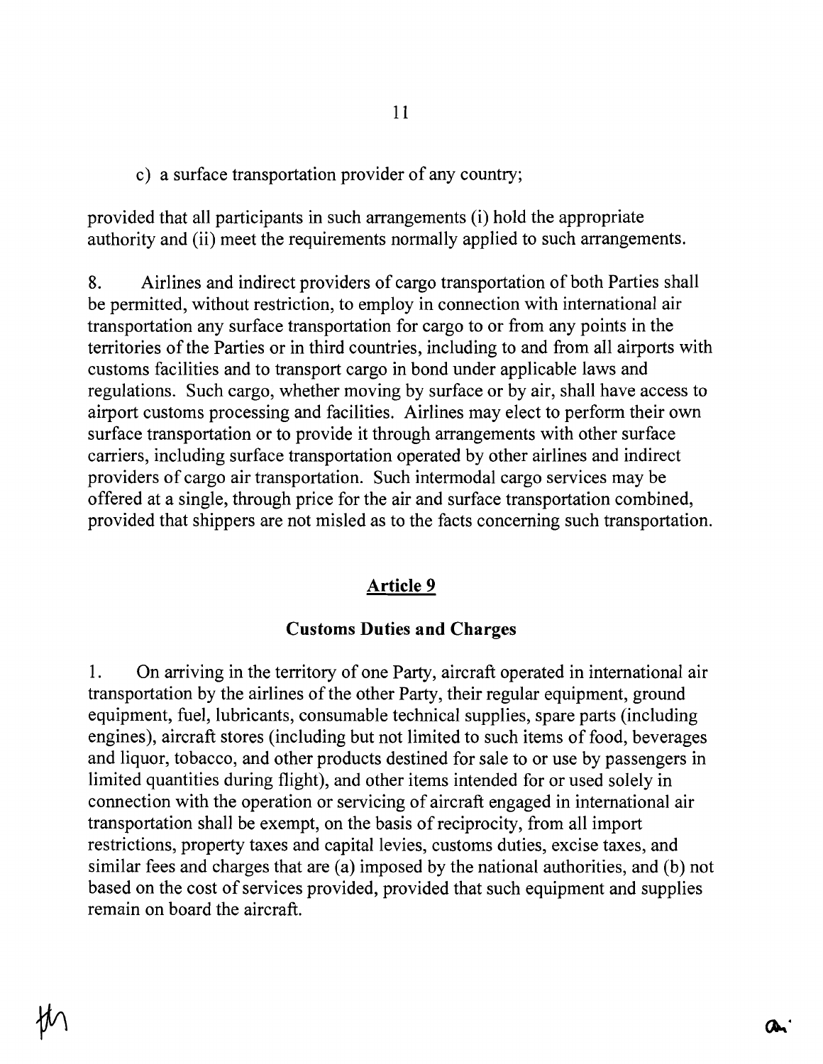c) a surface transportation provider of any country;

provided that all participants in such arrangements (i) hold the appropriate authority and (ii) meet the requirements normally applied to such arrangements.

8. Airlines and indirect providers of cargo transportation of both Parties shall be permitted, without restriction, to employ in connection with international air transportation any surface transportation for cargo to or from any points in the territories of the Parties or in third countries, including to and from all airports with customs facilities and to transport cargo in bond under applicable laws and regulations. Such cargo, whether moving by surface or by air, shall have access to airport customs processing and facilities. Airlines may elect to perform their own surface transportation or to provide it through arrangements with other surface carriers, including surface transportation operated by other airlines and indirect providers of cargo air transportation. Such intermodal cargo services may be offered at a single, through price for the air and surface transportation combined, provided that shippers are not misled as to the facts concerning such transportation.

## Article 9

### Customs Duties and Charges

1. On arriving in the territory of one Party, aircraft operated in international air transportation by the airlines of the other Party, their regular equipment, ground equipment, fuel, lubricants, consumable technical supplies, spare parts (including engines), aircraft stores (including but not limited to such items of food, beverages and liquor, tobacco, and other products destined for sale to or use by passengers in limited quantities during flight), and other items intended for or used solely in connection with the operation or servicing of aircraft engaged in international air transportation shall be exempt, on the basis of reciprocity, from all import restrictions, property taxes and capital levies, customs duties, excise taxes, and similar fees and charges that are (a) imposed by the national authorities, and (b) not based on the cost of services provided, provided that such equipment and supplies remain on board the aircraft.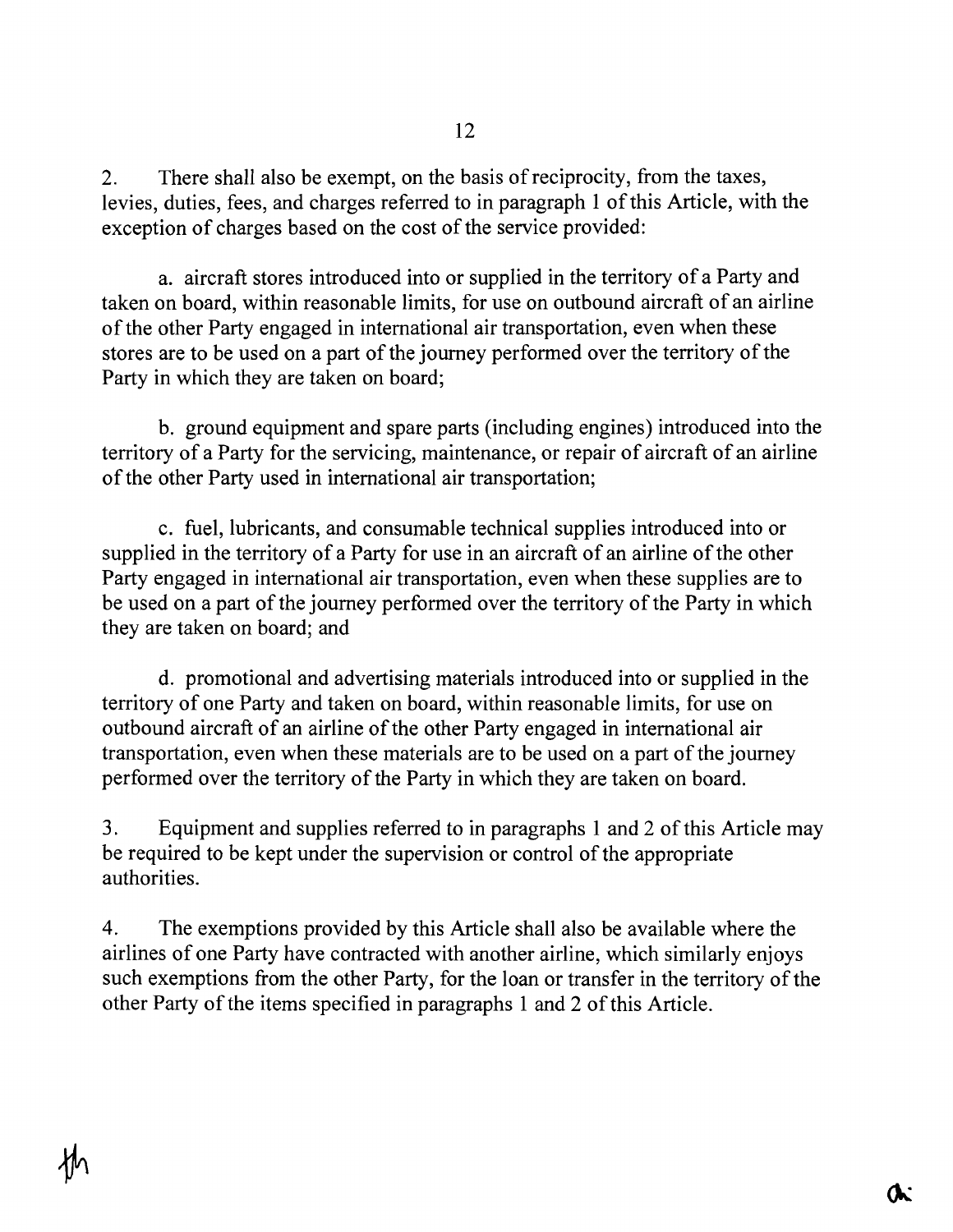2. There shall also be exempt, on the basis of reciprocity, from the taxes, levies, duties, fees, and charges referred to in paragraph 1 of this Article, with the exception of charges based on the cost of the service provided:

a. aircraft stores introduced into or supplied in the territory of a Party and taken on board, within reasonable limits, for use on outbound aircraft of an airline of the other Party engaged in international air transportation, even when these stores are to be used on a part of the journey performed over the territory of the Party in which they are taken on board;

b. ground equipment and spare parts (including engines) introduced into the territory of a Party for the servicing, maintenance, or repair of aircraft of an airline of the other Party used in international air transportation;

c. fuel, lubricants, and consumable technical supplies introduced into or supplied in the territory of a Party for use in an aircraft of an airline of the other Party engaged in international air transportation, even when these supplies are to be used on a part of the journey performed over the territory of the Party in which they are taken on board; and

d. promotional and advertising materials introduced into or supplied in the territory of one Party and taken on board, within reasonable limits, for use on outbound aircraft of an airline of the other Party engaged in international air transportation, even when these materials are to be used on a part of the journey performed over the territory of the Party in which they are taken on board.

3. Equipment and supplies referred to in paragraphs 1 and 2 of this Article may be required to be kept under the supervision or control of the appropriate authorities.

4. The exemptions provided by this Article shall also be available where the airlines of one Party have contracted with another airline, which similarly enjoys such exemptions from the other Party, for the loan or transfer in the territory of the other Party of the items specified in paragraphs 1 and 2 of this Article.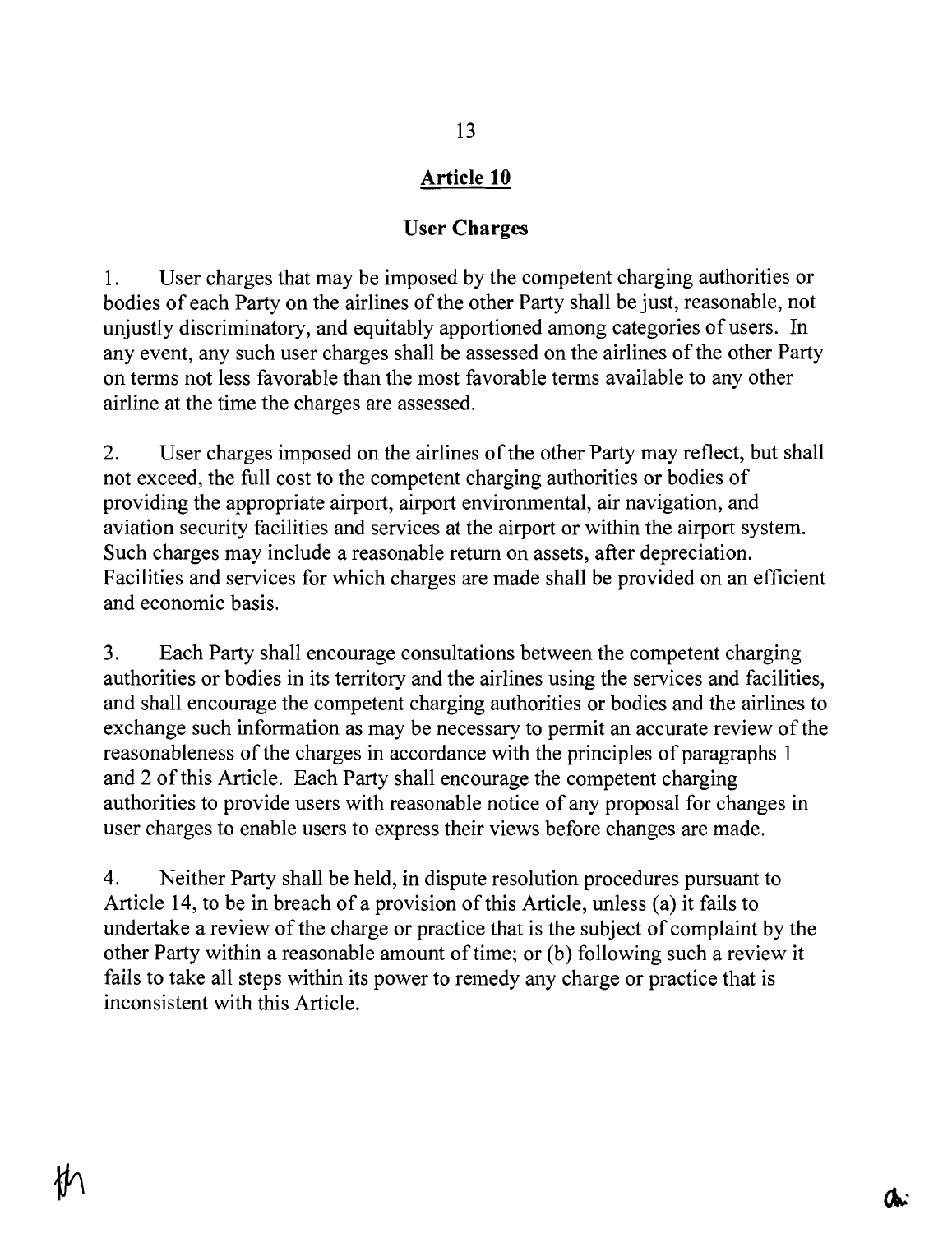## Article 10

### User Charges

1. User charges that may be imposed by the competent charging authorities or bodies of each Party on the airlines of the other Party shall be just, reasonable, not unjustly discriminatory, and equitably apportioned among categories of users. In any event, any such user charges shall be assessed on the airlines of the other Party on terms not less favorable than the most favorable terms available to any other airline at the time the charges are assessed.

2. User charges imposed on the airlines of the other Party may reflect, but shall not exceed, the full cost to the competent charging authorities or bodies of providing the appropriate airport, airport environmental, air navigation, and aviation security facilities and services at the airport or within the airport system. Such charges may include a reasonable return on assets, after depreciation. Facilities and services for which charges are made shall be provided on an efficient and economic basis.

3. Each Party shall encourage consultations between the competent charging authorities or bodies in its territory and the airlines using the services and facilities, and shall encourage the competent charging authorities or bodies and the airlines to exchange such information as may be necessary to permit an accurate review of the reasonableness of the charges in accordance with the principles of paragraphs 1 and 2 of this Article. Each Party shall encourage the competent charging authorities to provide users with reasonable notice of any proposal for changes in user charges to enable users to express their views before changes are made.

4. Neither Party shall be held, in dispute resolution procedures pursuant to Article 14, to be in breach of a provision of this Article, unless (a) it fails to undertake a review of the charge or practice that is the subject of complaint by the other Party within a reasonable amount of time; or (b) following such a review it fails to take all steps within its power to remedy any charge or practice that is inconsistent with this Article.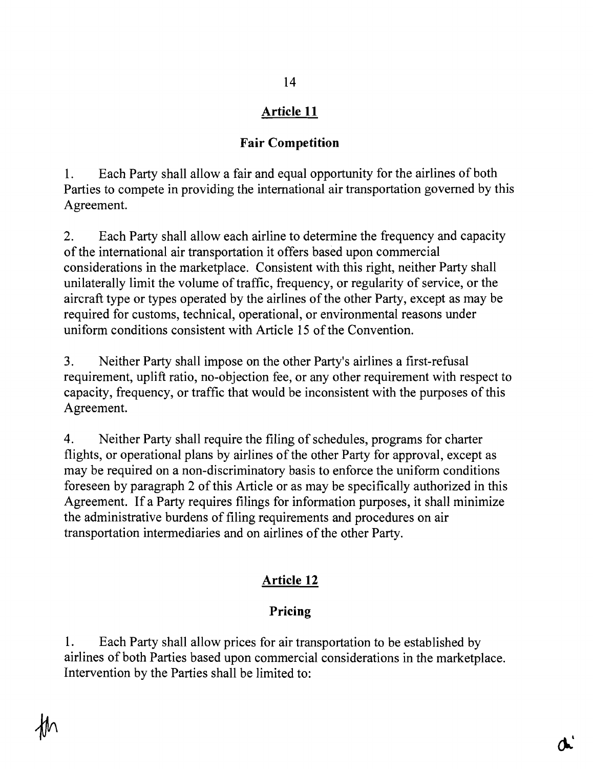## Article 11

### Fair Competition

1. Each Party shall allow a fair and equal opportunity for the airlines of both Parties to compete in providing the international air transportation governed by this Agreement.

2. Each Party shall allow each airline to determine the frequency and capacity of the international air transportation it offers based upon commercial considerations in the marketplace. Consistent with this right, neither Party shall unilaterally limit the volume of traffic, frequency, or regularity of service, or the aircraft type or types operated by the airlines of the other Party, except as may be required for customs, technical, operational, or environmental reasons under uniform conditions consistent with Article 15 of the Convention.

3. Neither Party shall impose on the other Party's airlines a first-refusal requirement, uplift ratio, no-objection fee, or any other requirement with respect to capacity, frequency, or traffic that would be inconsistent with the purposes of this Agreement.

4. Neither Party shall require the filing of schedules, programs for charter flights, or operational plans by airlines of the other Party for approval, except as may be required on a non-discriminatory basis to enforce the uniform conditions foreseen by paragraph 2 of this Article or as may be specifically authorized in this Agreement. If a Party requires filings for information purposes, it shall minimize the administrative burdens of filing requirements and procedures on air transportation intermediaries and on airlines of the other Party.

## Article 12

### Pricing

1. Each Party shall allow prices for air transportation to be established by airlines of both Parties based upon commercial considerations in the marketplace. Intervention by the Parties shall be limited to: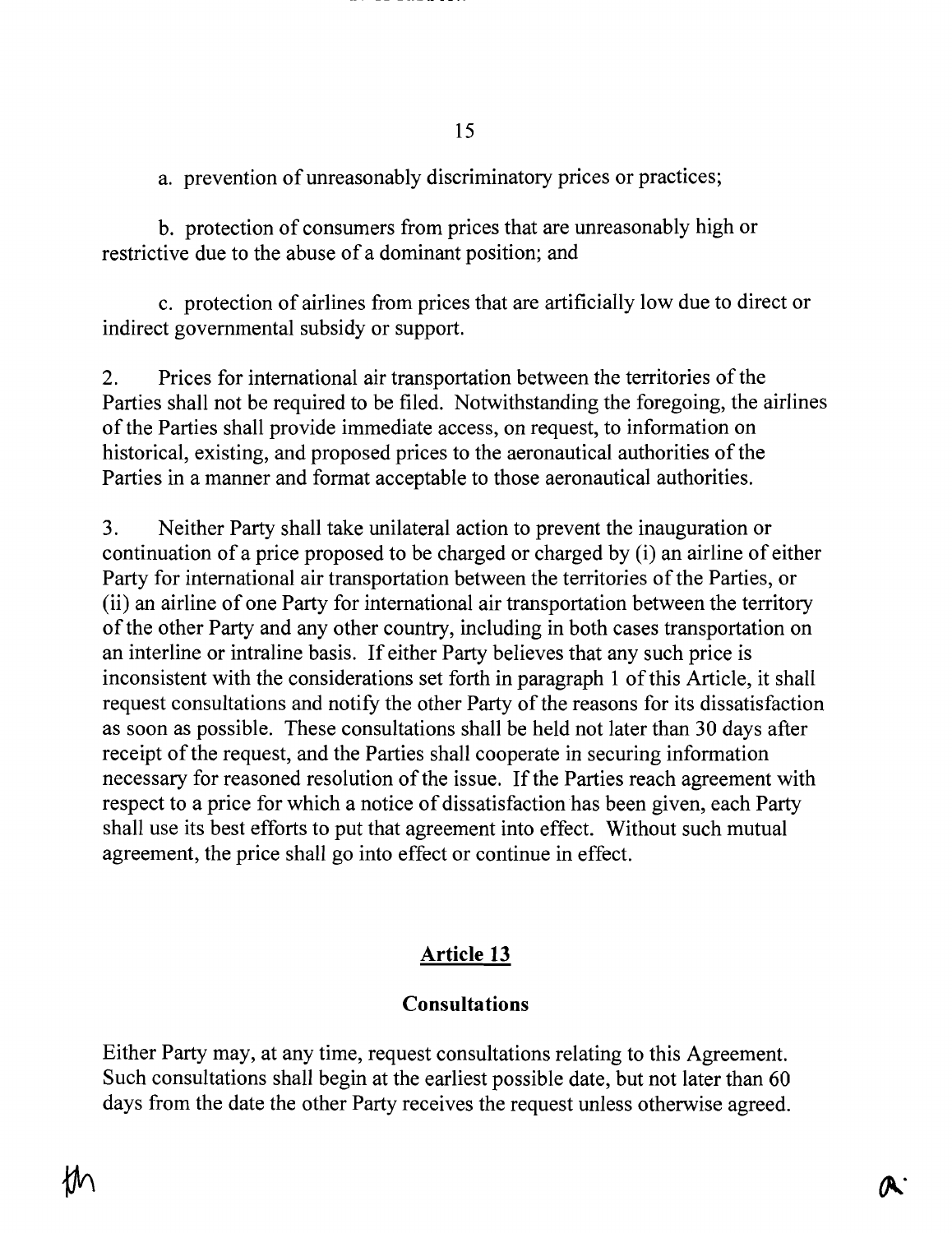a. prevention of unreasonably discriminatory prices or practices;

b. protection of consumers from prices that are unreasonably high or restrictive due to the abuse of a dominant position; and

c. protection of airlines from prices that are artificially low due to direct or indirect governmental subsidy or support.

2. Prices for international air transportation between the territories of the Parties shall not be required to be filed. Notwithstanding the foregoing, the airlines of the Parties shall provide immediate access, on request, to information on historical, existing, and proposed prices to the aeronautical authorities of the Parties in a manner and format acceptable to those aeronautical authorities.

3. Neither Party shall take unilateral action to prevent the inauguration or continuation of a price proposed to be charged or charged by (i) an airline of either Party for international air transportation between the territories of the Parties, or (ii) an airline of one Party for international air transportation between the territory of the other Party and any other country, including in both cases transportation on an interline or intraline basis. If either Party believes that any such price is inconsistent with the considerations set forth in paragraph 1 of this Article, it shall request consultations and notify the other Party of the reasons for its dissatisfaction as soon as possible. These consultations shall be held not later than 30 days after receipt of the request, and the Parties shall cooperate in securing information necessary for reasoned resolution of the issue. If the Parties reach agreement with respect to a price for which a notice of dissatisfaction has been given, each Party shall use its best efforts to put that agreement into effect. Without such mutual agreement, the price shall go into effect or continue in effect.

## Article 13

### Consultations

Either Party may, at any time, request consultations relating to this Agreement. Such consultations shall begin at the earliest possible date, but not later than 60 days from the date the other Party receives the request unless otherwise agreed.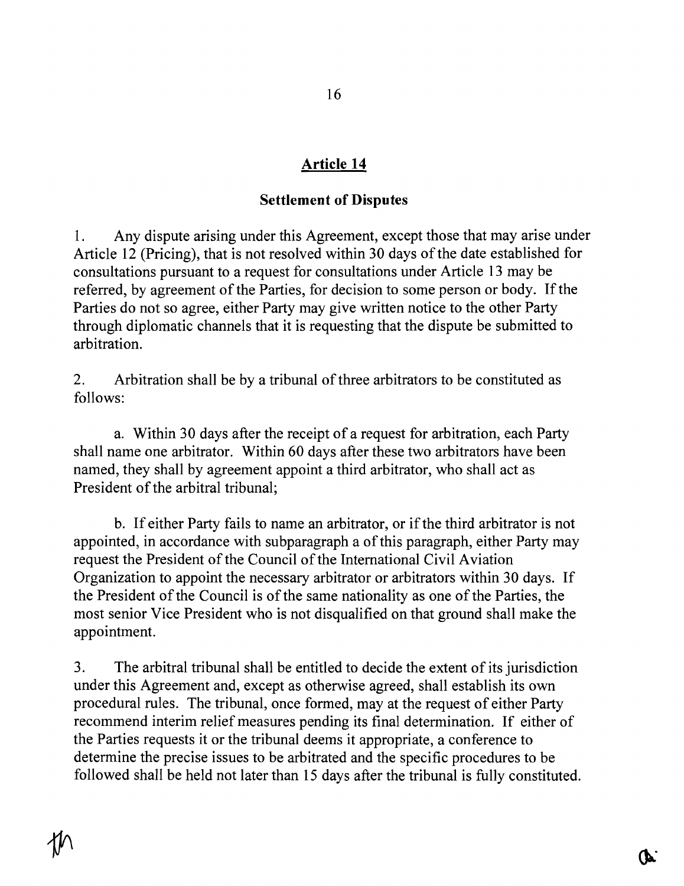## Article 14

### Settlement of Disputes

1. Any dispute arising under this Agreement, except those that may arise under Article 12 (Pricing), that is not resolved within 30 days of the date established for consultations pursuant to a request for consultations under Article 13 may be referred, by agreement of the Parties, for decision to some person or body. If the Parties do not so agree, either Party may give written notice to the other Party through diplomatic channels that it is requesting that the dispute be submitted to arbitration.

2. Arbitration shall be by a tribunal of three arbitrators to be constituted as follows:

   a. Within 30 days after the receipt of a request for arbitration, each Party shall name one arbitrator. Within 60 days after these two arbitrators have been named, they shall by agreement appoint a third arbitrator, who shall act as President of the arbitral tribunal;

   b. If either Party fails to name an arbitrator, or if the third arbitrator is not appointed, in accordance with subparagraph a of this paragraph, either Party may request the President of the Council of the International Civil Aviation Organization to appoint the necessary arbitrator or arbitrators within 30 days. If the President of the Council is of the same nationality as one of the Parties, the most senior Vice President who is not disqualified on that ground shall make the appointment.

3. The arbitral tribunal shall be entitled to decide the extent of its jurisdiction under this Agreement and, except as otherwise agreed, shall establish its own procedural rules. The tribunal, once formed, may at the request of either Party recommend interim relief measures pending its final determination. If either of the Parties requests it or the tribunal deems it appropriate, a conference to determine the precise issues to be arbitrated and the specific procedures to be followed shall be held not later than 15 days after the tribunal is fully constituted.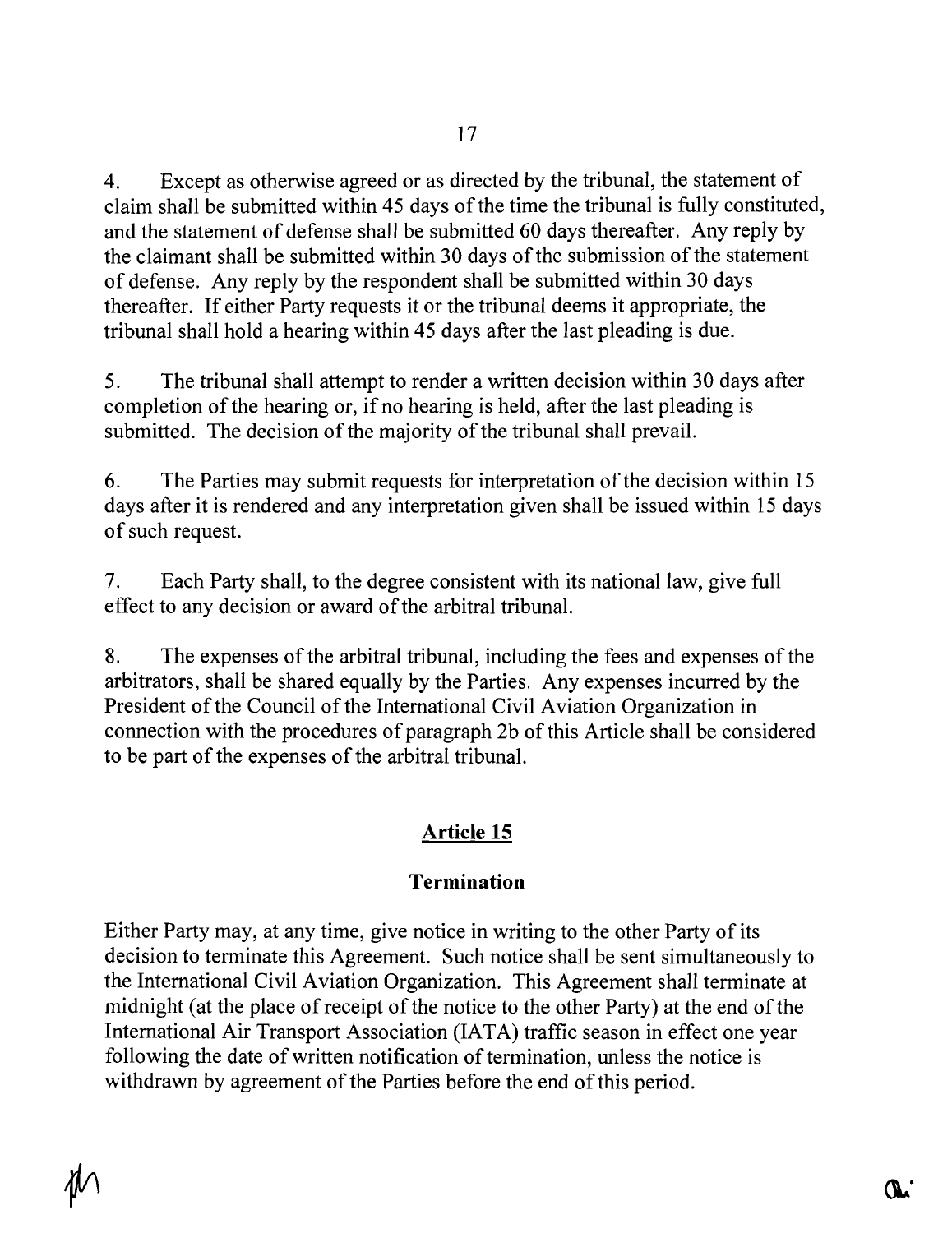4. Except as otherwise agreed or as directed by the tribunal, the statement of claim shall be submitted within 45 days of the time the tribunal is fully constituted, and the statement of defense shall be submitted 60 days thereafter. Any reply by the claimant shall be submitted within 30 days of the submission of the statement of defense. Any reply by the respondent shall be submitted within 30 days thereafter. If either Party requests it or the tribunal deems it appropriate, the tribunal shall hold a hearing within 45 days after the last pleading is due.

5. The tribunal shall attempt to render a written decision within 30 days after completion of the hearing or, if no hearing is held, after the last pleading is submitted. The decision of the majority of the tribunal shall prevail.

6. The Parties may submit requests for interpretation of the decision within 15 days after it is rendered and any interpretation given shall be issued within 15 days of such request.

7. Each Party shall, to the degree consistent with its national law, give full effect to any decision or award of the arbitral tribunal.

8. The expenses of the arbitral tribunal, including the fees and expenses of the arbitrators, shall be shared equally by the Parties. Any expenses incurred by the President of the Council of the International Civil Aviation Organization in connection with the procedures of paragraph 2b of this Article shall be considered to be part of the expenses of the arbitral tribunal.

## Article 15

### Termination

Either Party may, at any time, give notice in writing to the other Party of its decision to terminate this Agreement. Such notice shall be sent simultaneously to the International Civil Aviation Organization. This Agreement shall terminate at midnight (at the place of receipt of the notice to the other Party) at the end of the International Air Transport Association (IATA) traffic season in effect one year following the date of written notification of termination, unless the notice is withdrawn by agreement of the Parties before the end of this period.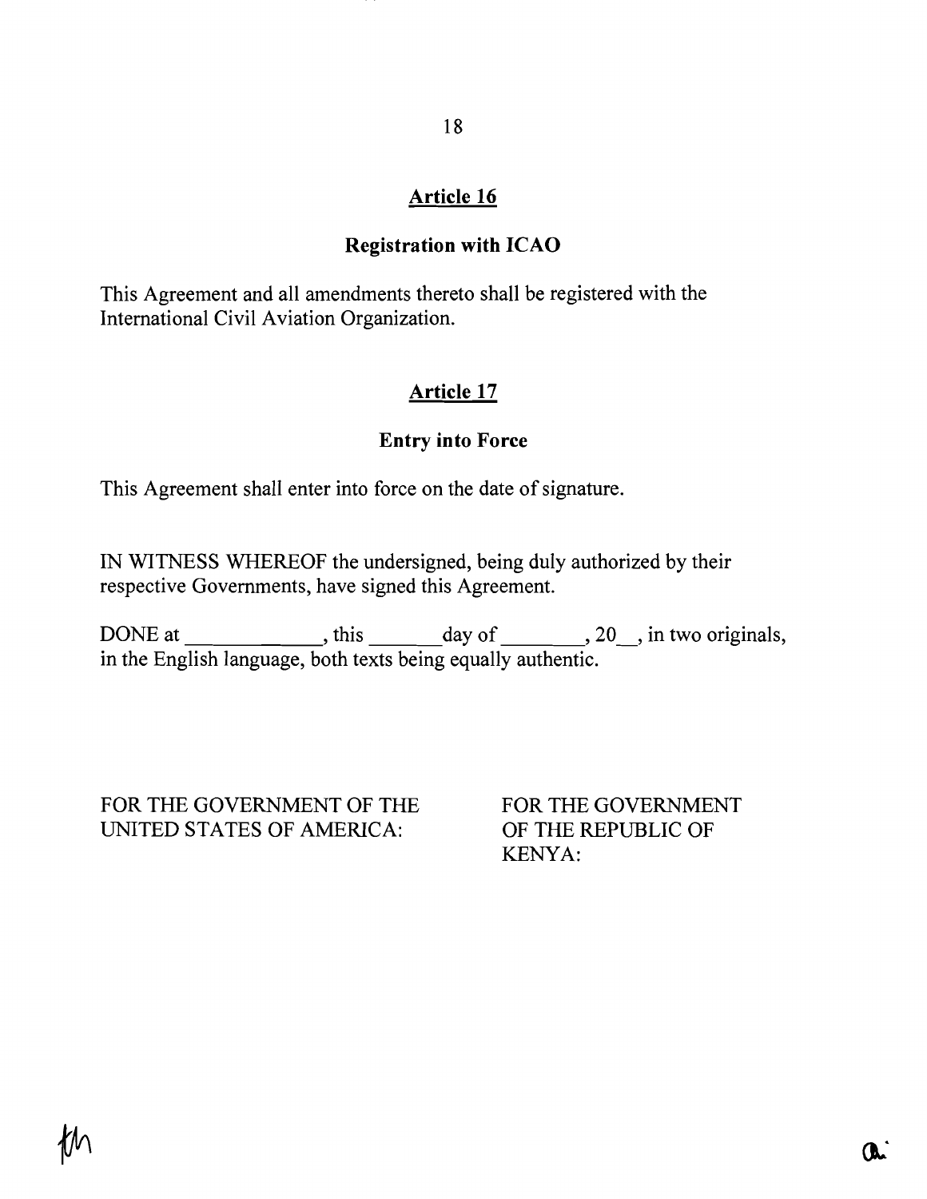## Article 16

### Registration with ICAO

This Agreement and all amendments thereto shall be registered with the International Civil Aviation Organization.

## Article 17

### Entry into Force

This Agreement shall enter into force on the date of signature.

IN WITNESS WHEREOF the undersigned, being duly authorized by their respective Governments, have signed this Agreement.

DONE at _____________, this _______day of ________, 20__, in two originals, in the English language, both texts being equally authentic.

FOR THE GOVERNMENT OF THE UNITED STATES OF AMERICA:

FOR THE GOVERNMENT OF THE REPUBLIC OF KENYA: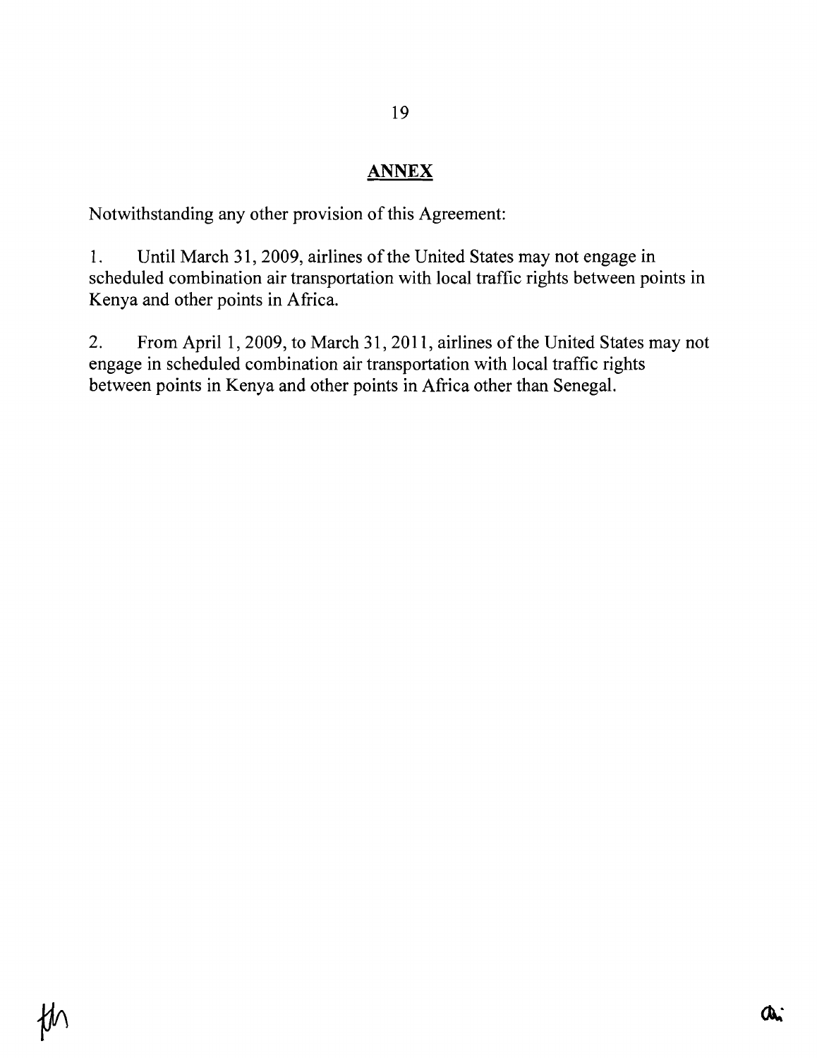## ANNEX

Notwithstanding any other provision of this Agreement:

1. Until March 31, 2009, airlines of the United States may not engage in scheduled combination air transportation with local traffic rights between points in Kenya and other points in Africa.

2. From April 1, 2009, to March 31, 2011, airlines of the United States may not engage in scheduled combination air transportation with local traffic rights between points in Kenya and other points in Africa other than Senegal.